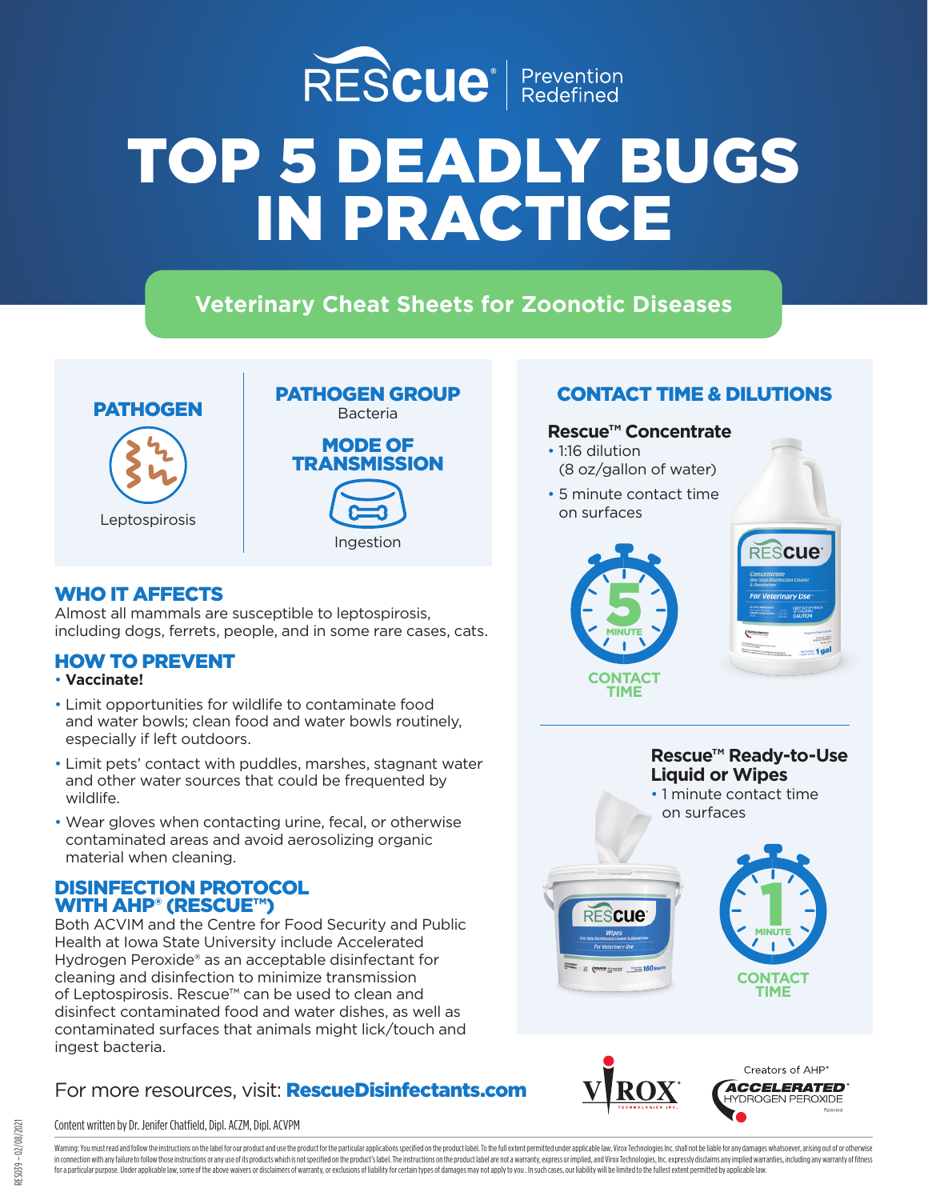RESCUE® | Prevention Redefined

# TOP 5 DEADLY BUGS IN PRACTICE

## Veterinary Cheat Sheets for Zoonotic Diseases

### PATHOGEN

Leptospirosis

### PATHOGEN GROUP

Bacteria

### MODE OF TRANSMISSION

Ingestion

### WHO IT AFFECTS

Almost all mammals are susceptible to leptospirosis, including dogs, ferrets, people, and in some rare cases, cats.

### HOW TO PREVENT

- **Vaccinate!**
- Limit opportunities for wildlife to contaminate food and water bowls; clean food and water bowls routinely, especially if left outdoors.
- Limit pets' contact with puddles, marshes, stagnant water and other water sources that could be frequented by wildlife.
- Wear gloves when contacting urine, fecal, or otherwise contaminated areas and avoid aerosolizing organic material when cleaning.

### DISINFECTION PROTOCOL WITH AHP® (RESCUE™)

Both ACVIM and the Centre for Food Security and Public Health at Iowa State University include Accelerated Hydrogen Peroxide® as an acceptable disinfectant for cleaning and disinfection to minimize transmission of Leptospirosis. Rescue™ can be used to clean and disinfect contaminated food and water dishes, as well as contaminated surfaces that animals might lick/touch and ingest bacteria.

### CONTACT TIME & DILUTIONS

**Rescue™ Concentrate**

- 1:16 dilution (8 oz/gallon of water)
- 5 minute contact time on surfaces

5 MINUTE CONTACT TIME

**Rescue™ Ready-to-Use Liquid or Wipes**

- 1 minute contact time on surfaces

1 MINUTE CONTACT TIME

For more resources, visit: **RescueDisinfectants.com**

VIROX TECHNOLOGIES INC. | Creators of AHP® ACCELERATED HYDROGEN PEROXIDE Patented

Content written by Dr. Jenifer Chatfield, Dipl. ACZM, Dipl. ACVPM

Warning: You must read and follow the instructions on the label for our product and use the product for the particular applications specified on the product label. To the full extent permitted under applicable law, Virox Technologies Inc. shall not be liable for any damages whatsoever, arising out of or otherwise in connection with any failure to follow those instructions or any use of its products which is not specified on the product's label. The instructions on the product label are not a warranty, express or implied, and Virox Technologies, Inc. expressly disclaims any implied warranties, including any warranty of fitness for a particular purpose. Under applicable law, some of the above waivers or disclaimers of warranty, or exclusions of liability for certain types of damages may not apply to you. In such cases, our liability will be limited to the fullest extent permitted by applicable law.

RES039 – 02/08/2021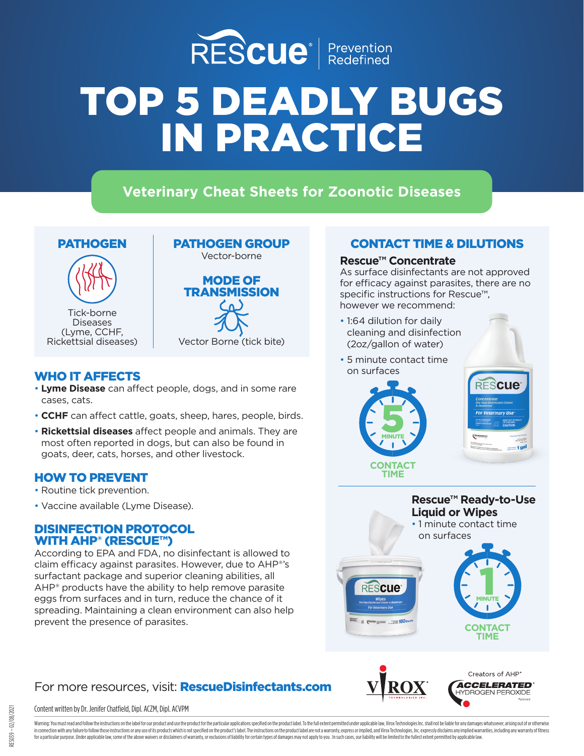RESCUE® | Prevention Redefined

# TOP 5 DEADLY BUGS IN PRACTICE

## Veterinary Cheat Sheets for Zoonotic Diseases

### PATHOGEN

Tick-borne Diseases (Lyme, CCHF, Rickettsial diseases)

### PATHOGEN GROUP

Vector-borne

### MODE OF TRANSMISSION

Vector Borne (tick bite)

### WHO IT AFFECTS

- **Lyme Disease** can affect people, dogs, and in some rare cases, cats.
- **CCHF** can affect cattle, goats, sheep, hares, people, birds.
- **Rickettsial diseases** affect people and animals. They are most often reported in dogs, but can also be found in goats, deer, cats, horses, and other livestock.

### HOW TO PREVENT

- Routine tick prevention.
- Vaccine available (Lyme Disease).

### DISINFECTION PROTOCOL WITH AHP® (RESCUE™)

According to EPA and FDA, no disinfectant is allowed to claim efficacy against parasites. However, due to AHP®'s surfactant package and superior cleaning abilities, all AHP® products have the ability to help remove parasite eggs from surfaces and in turn, reduce the chance of it spreading. Maintaining a clean environment can also help prevent the presence of parasites.

### CONTACT TIME & DILUTIONS

**Rescue™ Concentrate**

As surface disinfectants are not approved for efficacy against parasites, there are no specific instructions for Rescue™, however we recommend:

- 1:64 dilution for daily cleaning and disinfection (2oz/gallon of water)
- 5 minute contact time on surfaces

5 MINUTE CONTACT TIME

**Rescue™ Ready-to-Use Liquid or Wipes**

- 1 minute contact time on surfaces

1 MINUTE CONTACT TIME

For more resources, visit: **RescueDisinfectants.com**

VIROX TECHNOLOGIES INC. | Creators of AHP® ACCELERATED HYDROGEN PEROXIDE

Content written by Dr. Jenifer Chatfield, Dipl. ACZM, Dipl. ACVPM

Warning: You must read and follow the instructions on the label for our product and use the product for the particular applications specified on the product label. To the full extent permitted under applicable law, Virox Technologies Inc. shall not be liable for any damages whatsoever, arising out of or otherwise in connection with any failure to follow those instructions or any use of its products which is not specified on the product's label. The instructions on the product label are not a warranty, express or implied, and Virox Technologies, Inc. expressly disclaims any implied warranties, including any warranty of fitness for a particular purpose. Under applicable law, some of the above waivers or disclaimers of warranty, or exclusions of liability for certain types of damages may not apply to you. In such cases, our liability will be limited to the fullest extent permitted by applicable law.

RES039 – 02/08/2021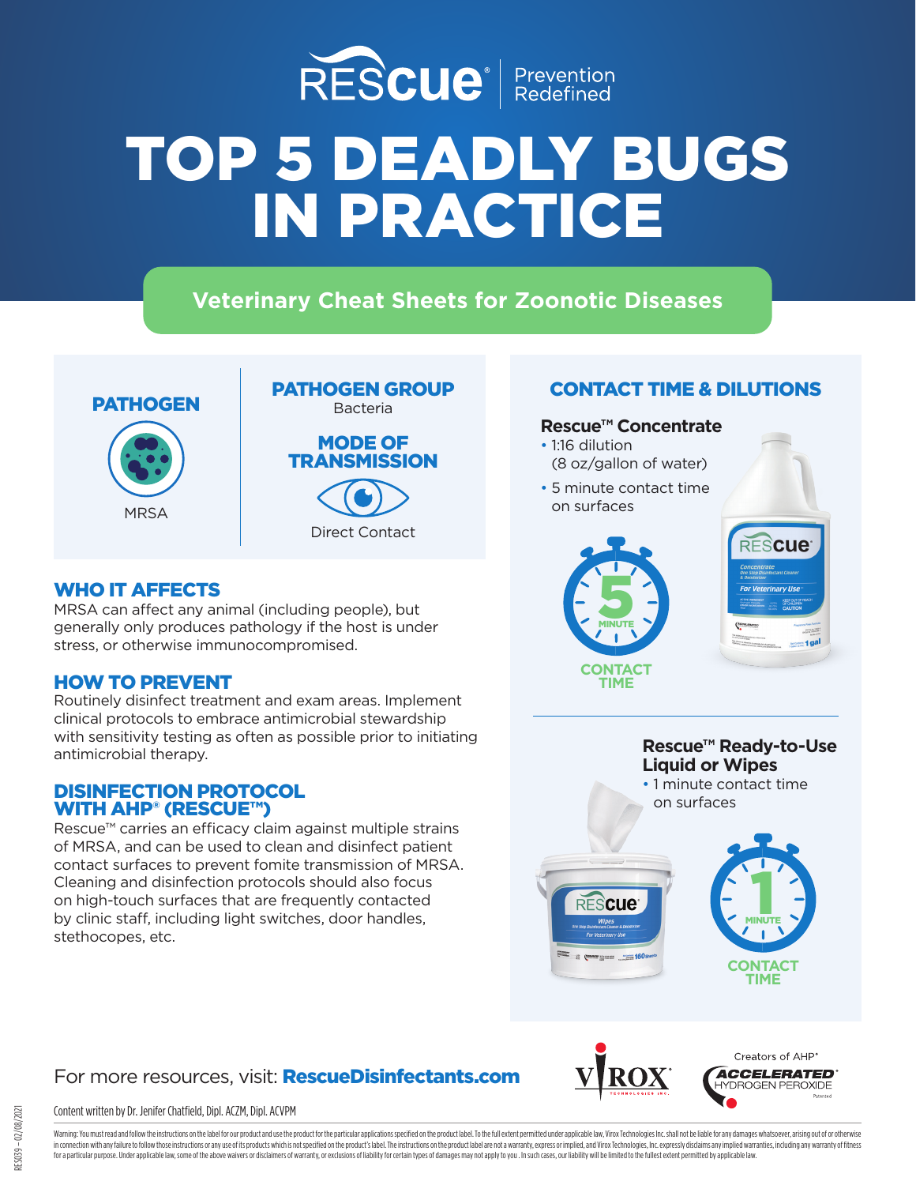RESCUE® | Prevention Redefined

# TOP 5 DEADLY BUGS IN PRACTICE

## Veterinary Cheat Sheets for Zoonotic Diseases

### PATHOGEN

MRSA

### PATHOGEN GROUP

Bacteria

### MODE OF TRANSMISSION

Direct Contact

### WHO IT AFFECTS

MRSA can affect any animal (including people), but generally only produces pathology if the host is under stress, or otherwise immunocompromised.

### HOW TO PREVENT

Routinely disinfect treatment and exam areas. Implement clinical protocols to embrace antimicrobial stewardship with sensitivity testing as often as possible prior to initiating antimicrobial therapy.

### DISINFECTION PROTOCOL WITH AHP® (RESCUE™)

Rescue™ carries an efficacy claim against multiple strains of MRSA, and can be used to clean and disinfect patient contact surfaces to prevent fomite transmission of MRSA. Cleaning and disinfection protocols should also focus on high-touch surfaces that are frequently contacted by clinic staff, including light switches, door handles, stethocopes, etc.

### CONTACT TIME & DILUTIONS

**Rescue™ Concentrate**

- 1:16 dilution (8 oz/gallon of water)
- 5 minute contact time on surfaces

5 MINUTE CONTACT TIME

**Rescue™ Ready-to-Use Liquid or Wipes**

- 1 minute contact time on surfaces

1 MINUTE CONTACT TIME

For more resources, visit: **RescueDisinfectants.com**

VIROX TECHNOLOGIES INC. | Creators of AHP® ACCELERATED HYDROGEN PEROXIDE Patented

Content written by Dr. Jenifer Chatfield, Dipl. ACZM, Dipl. ACVPM

Warning: You must read and follow the instructions on the label for our product and use the product for the particular applications specified on the product label. To the full extent permitted under applicable law, Virox Technologies Inc. shall not be liable for any damages whatsoever, arising out of or otherwise in connection with any failure to follow those instructions or any use of its products which is not specified on the product's label. The instructions on the product label are not a warranty, express or implied, and Virox Technologies, Inc. expressly disclaims any implied warranties, including any warranty of fitness for a particular purpose. Under applicable law, some of the above waivers or disclaimers of warranty, or exclusions of liability for certain types of damages may not apply to you . In such cases, our liability will be limited to the fullest extent permitted by applicable law.

RES039 – 02/08/2021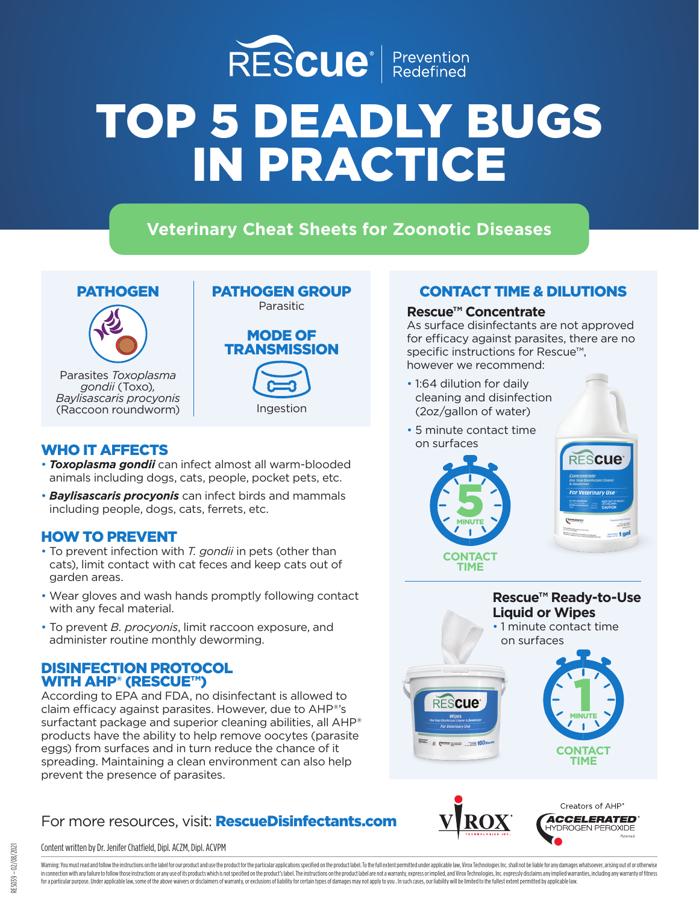RESCUE® | Prevention Redefined

# TOP 5 DEADLY BUGS IN PRACTICE

## Veterinary Cheat Sheets for Zoonotic Diseases

### PATHOGEN

Parasites *Toxoplasma gondii* (Toxo), *Baylisascaris procyonis* (Raccoon roundworm)

### PATHOGEN GROUP

Parasitic

### MODE OF TRANSMISSION

Ingestion

### WHO IT AFFECTS

- ***Toxoplasma gondii*** can infect almost all warm-blooded animals including dogs, cats, people, pocket pets, etc.
- ***Baylisascaris procyonis*** can infect birds and mammals including people, dogs, cats, ferrets, etc.

### HOW TO PREVENT

- To prevent infection with *T. gondii* in pets (other than cats), limit contact with cat feces and keep cats out of garden areas.
- Wear gloves and wash hands promptly following contact with any fecal material.
- To prevent *B. procyonis*, limit raccoon exposure, and administer routine monthly deworming.

### DISINFECTION PROTOCOL WITH AHP® (RESCUE™)

According to EPA and FDA, no disinfectant is allowed to claim efficacy against parasites. However, due to AHP®'s surfactant package and superior cleaning abilities, all AHP® products have the ability to help remove oocytes (parasite eggs) from surfaces and in turn reduce the chance of it spreading. Maintaining a clean environment can also help prevent the presence of parasites.

### CONTACT TIME & DILUTIONS

**Rescue™ Concentrate**

As surface disinfectants are not approved for efficacy against parasites, there are no specific instructions for Rescue™, however we recommend:

- 1:64 dilution for daily cleaning and disinfection (2oz/gallon of water)
- 5 minute contact time on surfaces

5 MINUTE CONTACT TIME

**Rescue™ Ready-to-Use Liquid or Wipes**

- 1 minute contact time on surfaces

1 MINUTE CONTACT TIME

For more resources, visit: **RescueDisinfectants.com**

VIROX TECHNOLOGIES INC. | Creators of AHP® ACCELERATED HYDROGEN PEROXIDE Patented

Content written by Dr. Jenifer Chatfield, Dipl. ACZM, Dipl. ACVPM

Warning: You must read and follow the instructions on the label for our product and use the product for the particular applications specified on the product label. To the full extent permitted under applicable law, Virox Technologies Inc. shall not be liable for any damages whatsoever, arising out of or otherwise in connection with any failure to follow those instructions or any use of its products which is not specified on the product's label. The instructions on the product label are not a warranty, express or implied, and Virox Technologies, Inc. expressly disclaims any implied warranties, including any warranty of fitness for a particular purpose. Under applicable law, some of the above waivers or disclaimers of warranty, or exclusions of liability for certain types of damages may not apply to you. In such cases, our liability will be limited to the fullest extent permitted by applicable law.

RES039 – 02/08/2021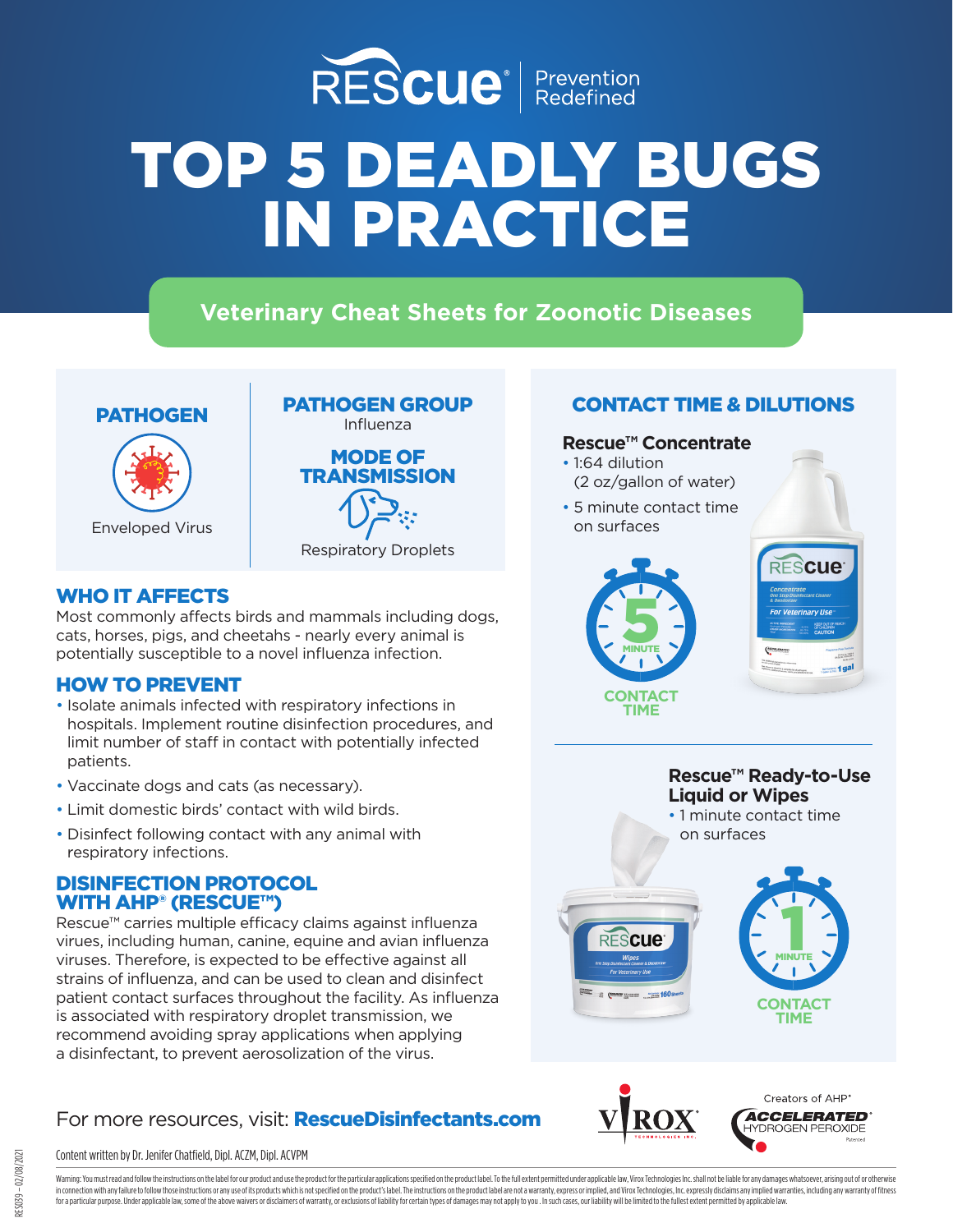RESCUE® | Prevention Redefined

# TOP 5 DEADLY BUGS IN PRACTICE

## Veterinary Cheat Sheets for Zoonotic Diseases

### PATHOGEN

Enveloped Virus

### PATHOGEN GROUP

Influenza

### MODE OF TRANSMISSION

Respiratory Droplets

### WHO IT AFFECTS

Most commonly affects birds and mammals including dogs, cats, horses, pigs, and cheetahs - nearly every animal is potentially susceptible to a novel influenza infection.

### HOW TO PREVENT

- Isolate animals infected with respiratory infections in hospitals. Implement routine disinfection procedures, and limit number of staff in contact with potentially infected patients.
- Vaccinate dogs and cats (as necessary).
- Limit domestic birds' contact with wild birds.
- Disinfect following contact with any animal with respiratory infections.

### DISINFECTION PROTOCOL WITH AHP® (RESCUE™)

Rescue™ carries multiple efficacy claims against influenza viruses, including human, canine, equine and avian influenza viruses. Therefore, is expected to be effective against all strains of influenza, and can be used to clean and disinfect patient contact surfaces throughout the facility. As influenza is associated with respiratory droplet transmission, we recommend avoiding spray applications when applying a disinfectant, to prevent aerosolization of the virus.

### CONTACT TIME & DILUTIONS

**Rescue™ Concentrate**

- 1:64 dilution (2 oz/gallon of water)
- 5 minute contact time on surfaces

5 MINUTE CONTACT TIME

**Rescue™ Ready-to-Use Liquid or Wipes**

- 1 minute contact time on surfaces

1 MINUTE CONTACT TIME

For more resources, visit: **RescueDisinfectants.com**

VIROX TECHNOLOGIES INC.

Creators of AHP® ACCELERATED HYDROGEN PEROXIDE Patented

Content written by Dr. Jenifer Chatfield, Dipl. ACZM, Dipl. ACVPM

Warning: You must read and follow the instructions on the label for our product and use the product for the particular applications specified on the product label. To the full extent permitted under applicable law, Virox Technologies Inc. shall not be liable for any damages whatsoever, arising out of or otherwise in connection with any failure to follow those instructions or any use of its products which is not specified on the product's label. The instructions on the product label are not a warranty, express or implied, and Virox Technologies, Inc. expressly disclaims any implied warranties, including any warranty of fitness for a particular purpose. Under applicable law, some of the above waivers or disclaimers of warranty, or exclusions of liability for certain types of damages may not apply to you . In such cases, our liability will be limited to the fullest extent permitted by applicable law.

RES039 – 02/08/2021